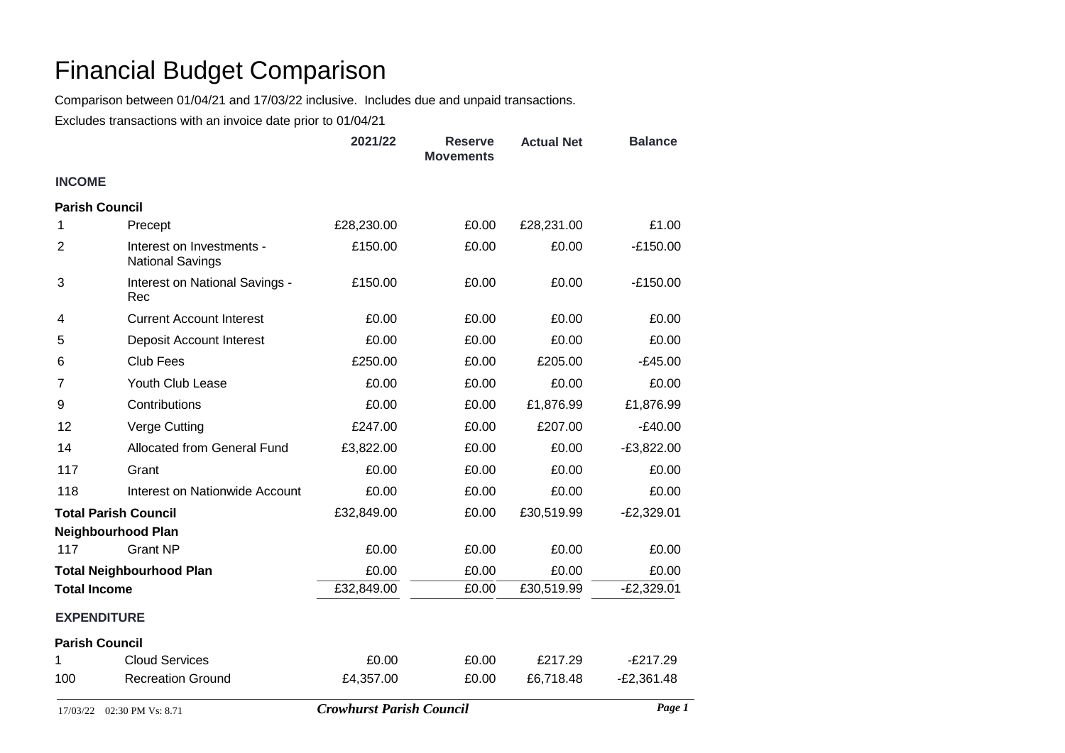# Financial Budget Comparison

Comparison between 01/04/21 and 17/03/22 inclusive. Includes due and unpaid transactions.

Excludes transactions with an invoice date prior to 01/04/21

| | | 2021/22 | Reserve Movements | Actual Net | Balance |
|---|---|---|---|---|---|
| **INCOME** | | | | | |
| **Parish Council** | | | | | |
| 1 | Precept | £28,230.00 | £0.00 | £28,231.00 | £1.00 |
| 2 | Interest on Investments - National Savings | £150.00 | £0.00 | £0.00 | -£150.00 |
| 3 | Interest on National Savings - Rec | £150.00 | £0.00 | £0.00 | -£150.00 |
| 4 | Current Account Interest | £0.00 | £0.00 | £0.00 | £0.00 |
| 5 | Deposit Account Interest | £0.00 | £0.00 | £0.00 | £0.00 |
| 6 | Club Fees | £250.00 | £0.00 | £205.00 | -£45.00 |
| 7 | Youth Club Lease | £0.00 | £0.00 | £0.00 | £0.00 |
| 9 | Contributions | £0.00 | £0.00 | £1,876.99 | £1,876.99 |
| 12 | Verge Cutting | £247.00 | £0.00 | £207.00 | -£40.00 |
| 14 | Allocated from General Fund | £3,822.00 | £0.00 | £0.00 | -£3,822.00 |
| 117 | Grant | £0.00 | £0.00 | £0.00 | £0.00 |
| 118 | Interest on Nationwide Account | £0.00 | £0.00 | £0.00 | £0.00 |
| **Total Parish Council** | | £32,849.00 | £0.00 | £30,519.99 | -£2,329.01 |
| **Neighbourhood Plan** | | | | | |
| 117 | Grant NP | £0.00 | £0.00 | £0.00 | £0.00 |
| **Total Neighbourhood Plan** | | £0.00 | £0.00 | £0.00 | £0.00 |
| **Total Income** | | £32,849.00 | £0.00 | £30,519.99 | -£2,329.01 |
| **EXPENDITURE** | | | | | |
| **Parish Council** | | | | | |
| 1 | Cloud Services | £0.00 | £0.00 | £217.29 | -£217.29 |
| 100 | Recreation Ground | £4,357.00 | £0.00 | £6,718.48 | -£2,361.48 |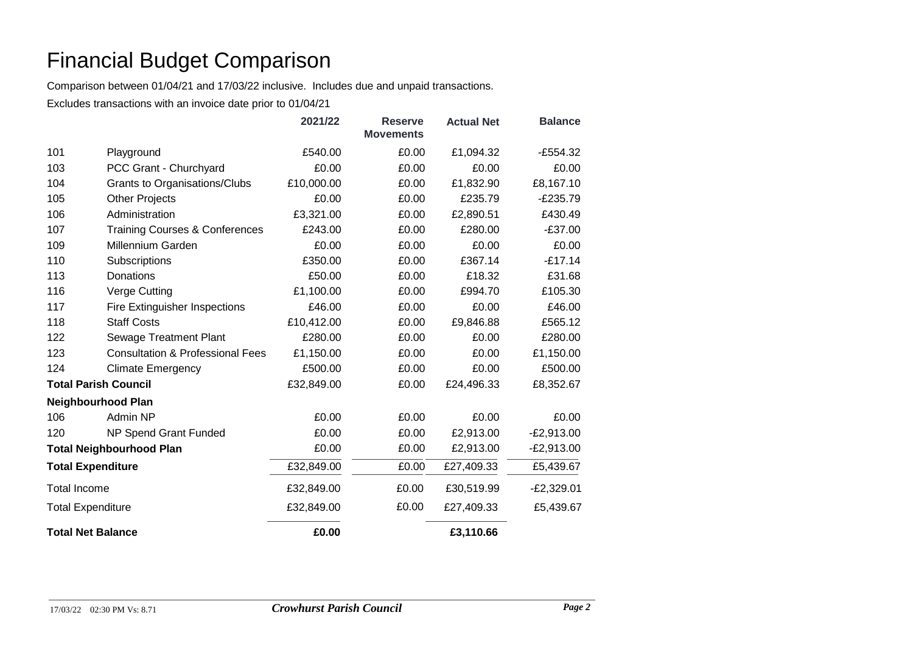# Financial Budget Comparison

Comparison between 01/04/21 and 17/03/22 inclusive. Includes due and unpaid transactions.

Excludes transactions with an invoice date prior to 01/04/21

| | | 2021/22 | Reserve Movements | Actual Net | Balance |
|---|---|---|---|---|---|
| 101 | Playground | £540.00 | £0.00 | £1,094.32 | -£554.32 |
| 103 | PCC Grant - Churchyard | £0.00 | £0.00 | £0.00 | £0.00 |
| 104 | Grants to Organisations/Clubs | £10,000.00 | £0.00 | £1,832.90 | £8,167.10 |
| 105 | Other Projects | £0.00 | £0.00 | £235.79 | -£235.79 |
| 106 | Administration | £3,321.00 | £0.00 | £2,890.51 | £430.49 |
| 107 | Training Courses & Conferences | £243.00 | £0.00 | £280.00 | -£37.00 |
| 109 | Millennium Garden | £0.00 | £0.00 | £0.00 | £0.00 |
| 110 | Subscriptions | £350.00 | £0.00 | £367.14 | -£17.14 |
| 113 | Donations | £50.00 | £0.00 | £18.32 | £31.68 |
| 116 | Verge Cutting | £1,100.00 | £0.00 | £994.70 | £105.30 |
| 117 | Fire Extinguisher Inspections | £46.00 | £0.00 | £0.00 | £46.00 |
| 118 | Staff Costs | £10,412.00 | £0.00 | £9,846.88 | £565.12 |
| 122 | Sewage Treatment Plant | £280.00 | £0.00 | £0.00 | £280.00 |
| 123 | Consultation & Professional Fees | £1,150.00 | £0.00 | £0.00 | £1,150.00 |
| 124 | Climate Emergency | £500.00 | £0.00 | £0.00 | £500.00 |
| **Total Parish Council** | | £32,849.00 | £0.00 | £24,496.33 | £8,352.67 |
| **Neighbourhood Plan** | | | | | |
| 106 | Admin NP | £0.00 | £0.00 | £0.00 | £0.00 |
| 120 | NP Spend Grant Funded | £0.00 | £0.00 | £2,913.00 | -£2,913.00 |
| **Total Neighbourhood Plan** | | £0.00 | £0.00 | £2,913.00 | -£2,913.00 |
| **Total Expenditure** | | £32,849.00 | £0.00 | £27,409.33 | £5,439.67 |
| Total Income | | £32,849.00 | £0.00 | £30,519.99 | -£2,329.01 |
| Total Expenditure | | £32,849.00 | £0.00 | £27,409.33 | £5,439.67 |
| **Total Net Balance** | | **£0.00** | | **£3,110.66** | |